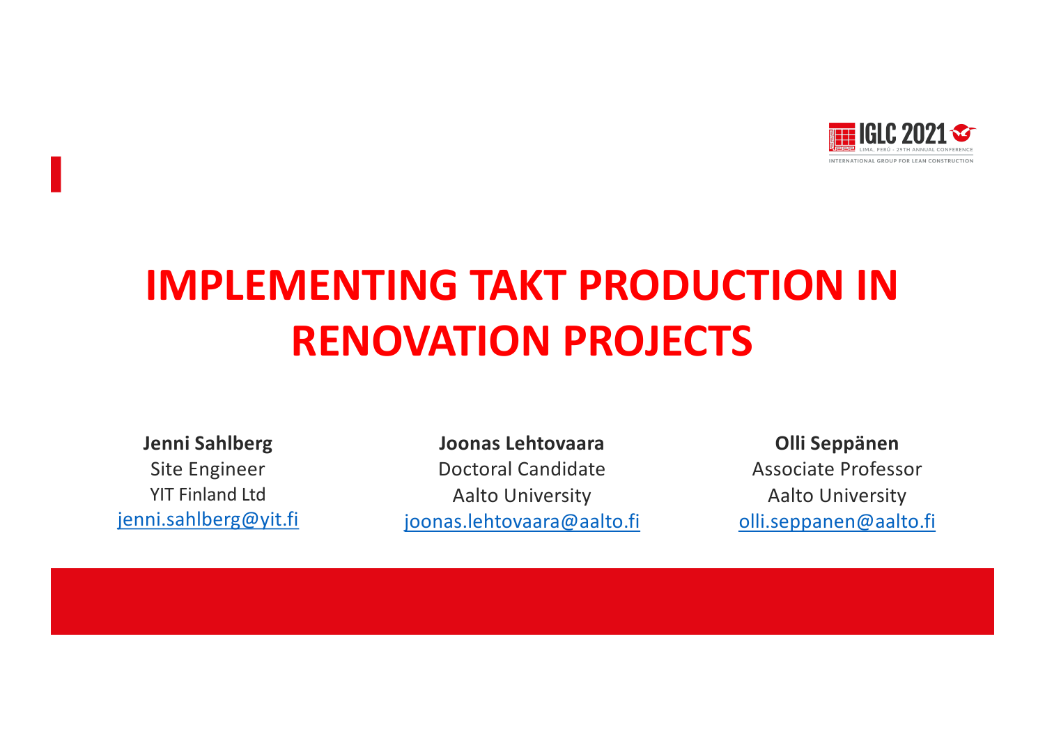# IMPLEMENTING TAKT PRODUCTION IN RENOVATION PROJECTS

**Jenni Sahlberg**
Site Engineer
YIT Finland Ltd
jenni.sahlberg@yit.fi

**Joonas Lehtovaara**
Doctoral Candidate
Aalto University
joonas.lehtovaara@aalto.fi

**Olli Seppänen**
Associate Professor
Aalto University
olli.seppanen@aalto.fi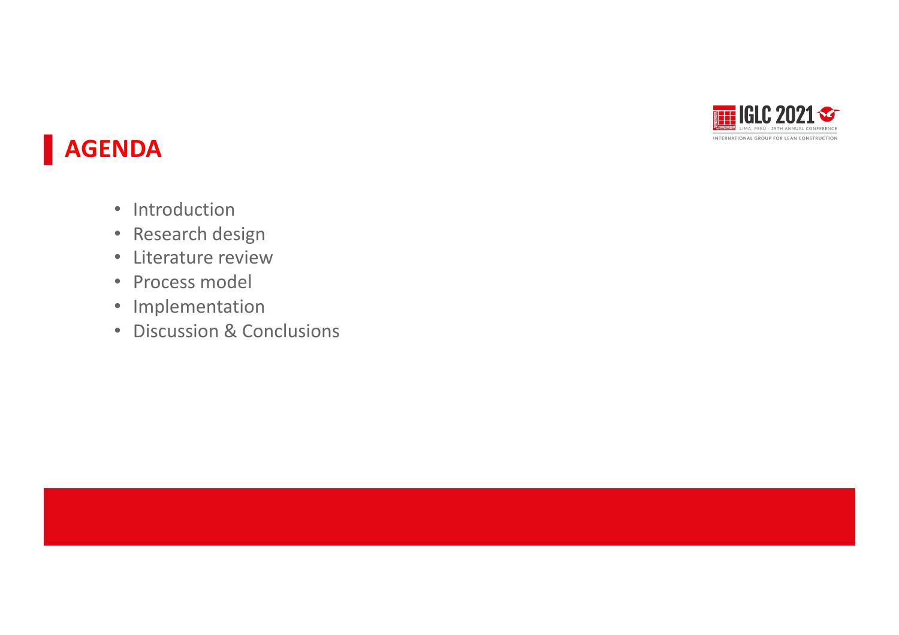# AGENDA

- Introduction
- Research design
- Literature review
- Process model
- Implementation
- Discussion & Conclusions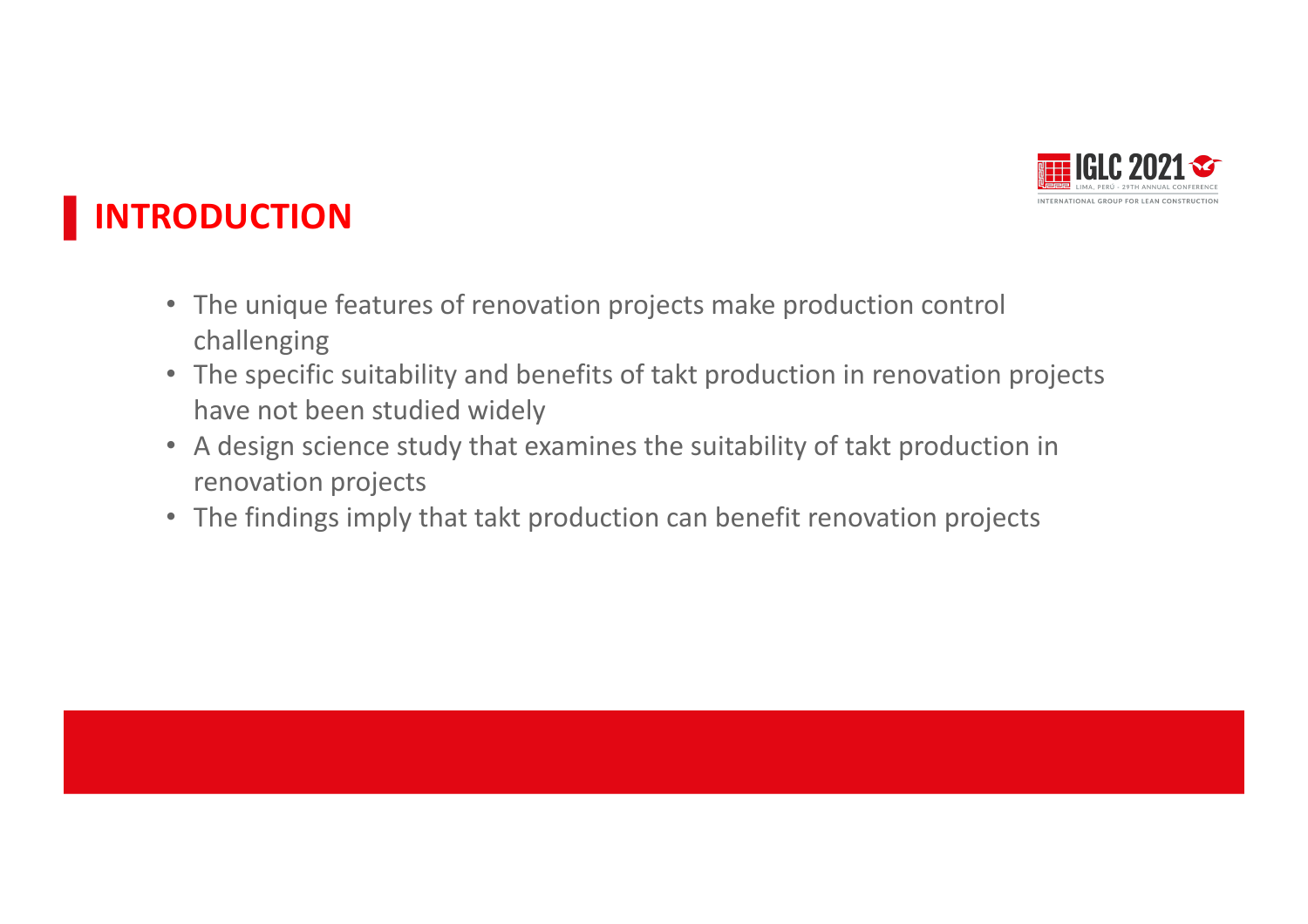# INTRODUCTION

- The unique features of renovation projects make production control challenging
- The specific suitability and benefits of takt production in renovation projects have not been studied widely
- A design science study that examines the suitability of takt production in renovation projects
- The findings imply that takt production can benefit renovation projects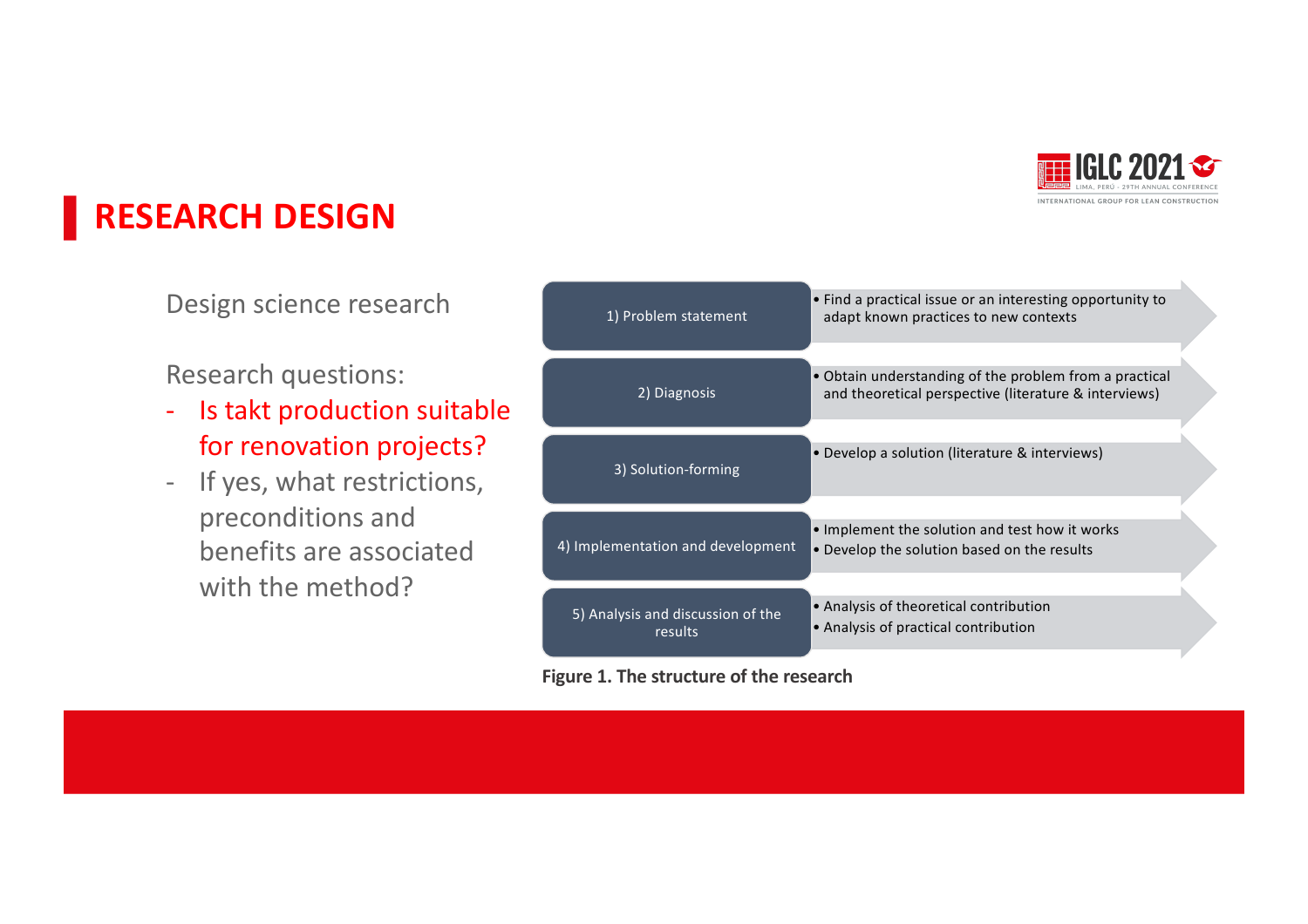# RESEARCH DESIGN

Design science research

Research questions:

- Is takt production suitable for renovation projects?
- If yes, what restrictions, preconditions and benefits are associated with the method?

| Phase | Description |
| --- | --- |
| 1) Problem statement | • Find a practical issue or an interesting opportunity to adapt known practices to new contexts |
| 2) Diagnosis | • Obtain understanding of the problem from a practical and theoretical perspective (literature & interviews) |
| 3) Solution-forming | • Develop a solution (literature & interviews) |
| 4) Implementation and development | • Implement the solution and test how it works<br>• Develop the solution based on the results |
| 5) Analysis and discussion of the results | • Analysis of theoretical contribution<br>• Analysis of practical contribution |

**Figure 1. The structure of the research**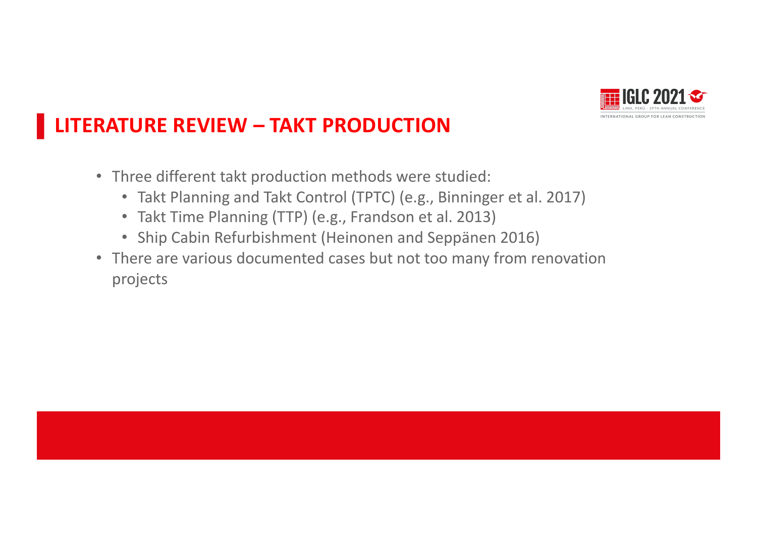# LITERATURE REVIEW – TAKT PRODUCTION

- Three different takt production methods were studied:
  - Takt Planning and Takt Control (TPTC) (e.g., Binninger et al. 2017)
  - Takt Time Planning (TTP) (e.g., Frandson et al. 2013)
  - Ship Cabin Refurbishment (Heinonen and Seppänen 2016)
- There are various documented cases but not too many from renovation projects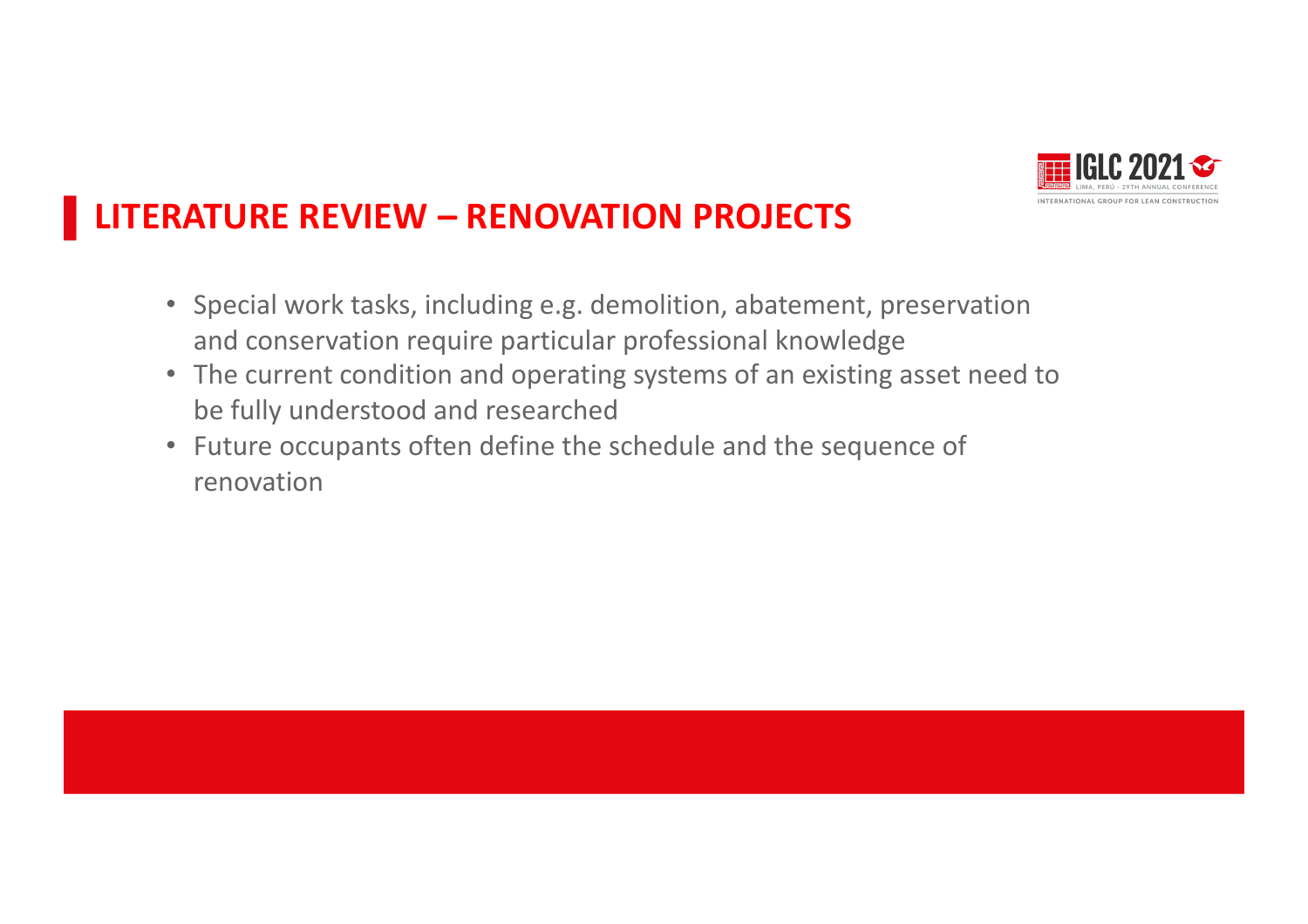# LITERATURE REVIEW – RENOVATION PROJECTS

- Special work tasks, including e.g. demolition, abatement, preservation and conservation require particular professional knowledge
- The current condition and operating systems of an existing asset need to be fully understood and researched
- Future occupants often define the schedule and the sequence of renovation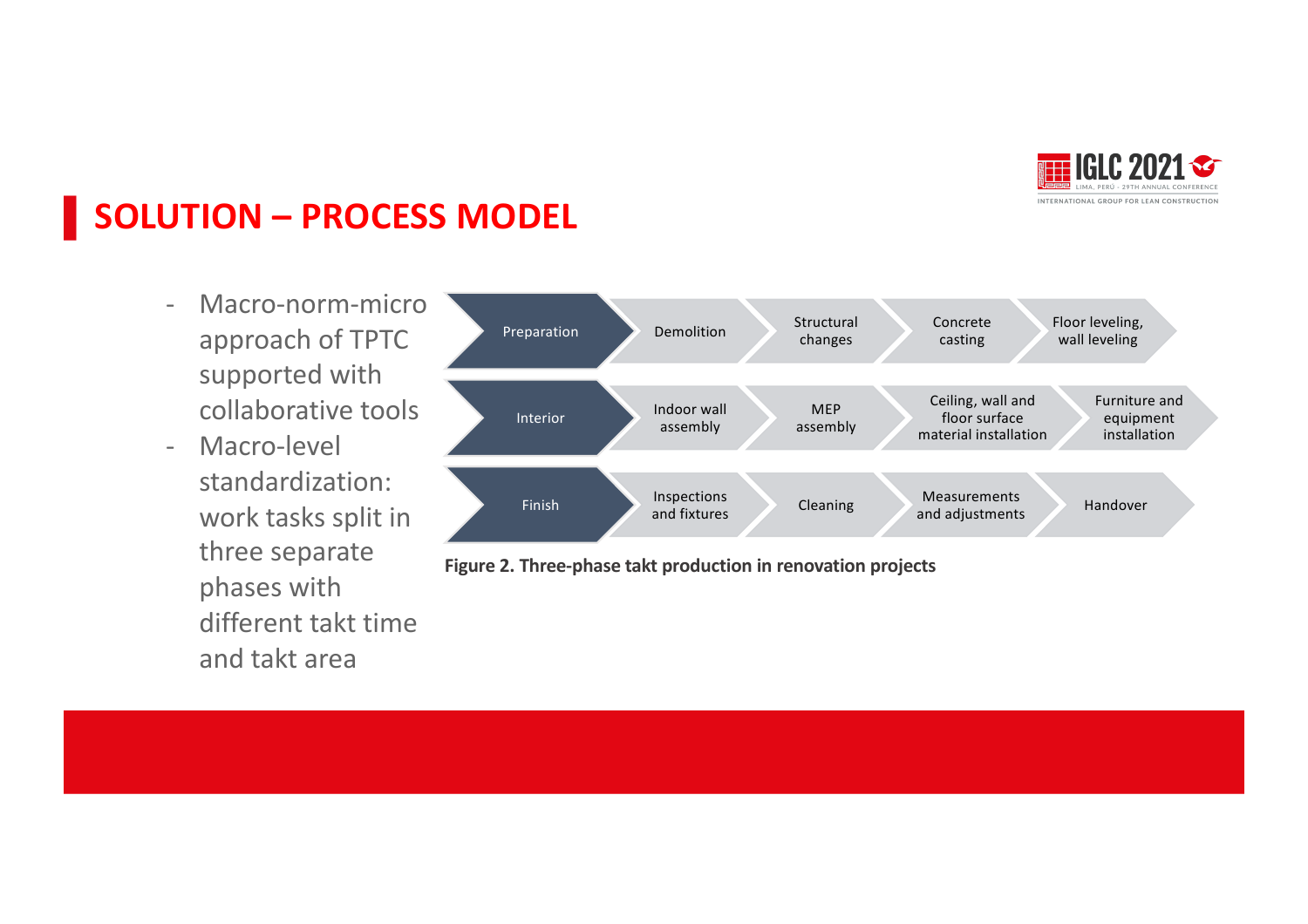# SOLUTION – PROCESS MODEL

- Macro-norm-micro approach of TPTC supported with collaborative tools
- Macro-level standardization: work tasks split in three separate phases with different takt time and takt area

| Phase | | | | |
|---|---|---|---|---|
| Preparation | Demolition | Structural changes | Concrete casting | Floor leveling, wall leveling |
| Interior | Indoor wall assembly | MEP assembly | Ceiling, wall and floor surface material installation | Furniture and equipment installation |
| Finish | Inspections and fixtures | Cleaning | Measurements and adjustments | Handover |

**Figure 2. Three-phase takt production in renovation projects**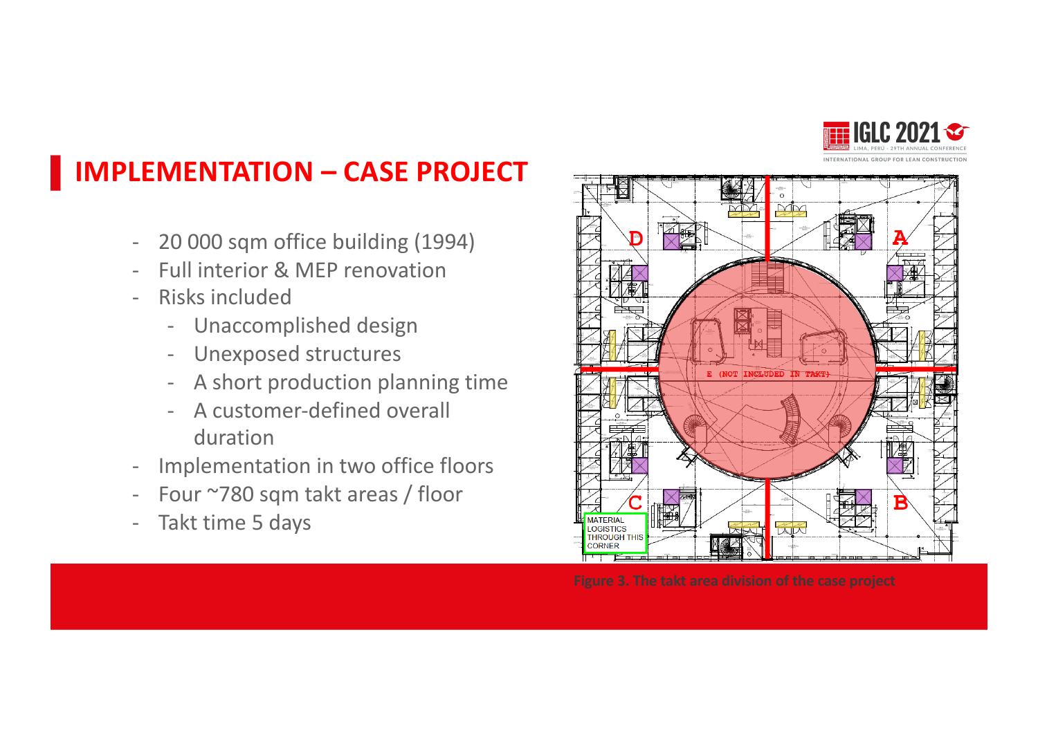# IMPLEMENTATION – CASE PROJECT

- 20 000 sqm office building (1994)
- Full interior & MEP renovation
- Risks included
  - Unaccomplished design
  - Unexposed structures
  - A short production planning time
  - A customer-defined overall duration
- Implementation in two office floors
- Four ~780 sqm takt areas / floor
- Takt time 5 days

Figure 3. The takt area division of the case project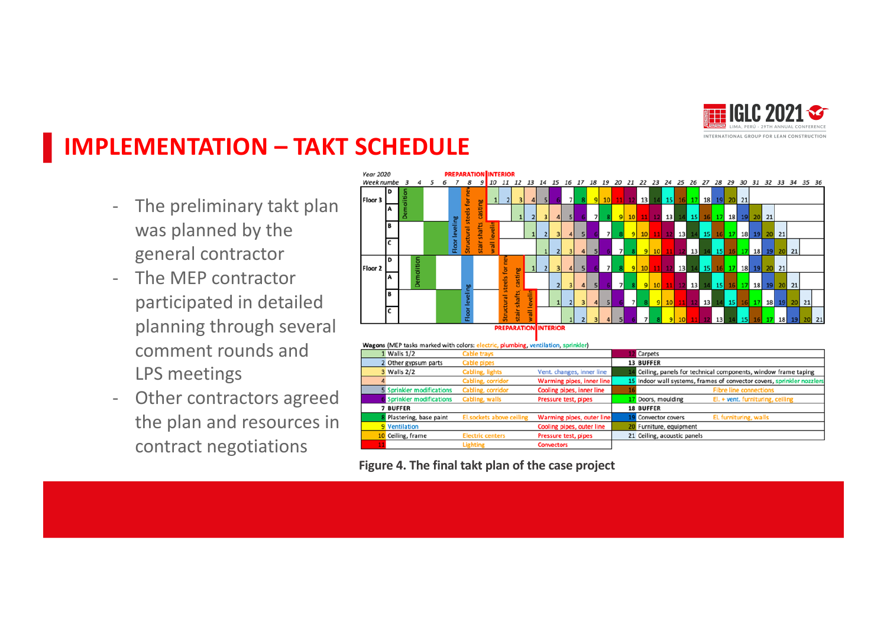# IMPLEMENTATION – TAKT SCHEDULE

- The preliminary takt plan was planned by the general contractor
- The MEP contractor participated in detailed planning through several comment rounds and LPS meetings
- Other contractors agreed the plan and resources in contract negotiations

**Wagons** (MEP tasks marked with colors: electric, plumbing, ventilation, sprinkler)

| # | Wagon | Electric | Plumbing / Ventilation | # | Wagon | Electric / Sprinkler |
|---|---|---|---|---|---|---|
| 1 | Walls 1/2 | Cable trays | | 12 | Carpets | |
| 2 | Other gypsum parts | Cable pipes | | 13 | BUFFER | |
| 3 | Walls 2/2 | Cabling, lights | Vent. changes, inner line | 14 | Ceiling, panels for technical components, window frame taping | |
| 4 | | Cabling, corridor | Warming pipes, inner line | 15 | Indoor wall systems, frames of convector covers, sprinkler nozzles | |
| 5 | Sprinkler modifications | Cabling, corridor | Cooling pipes, inner line | 16 | | Fibre line connections |
| 6 | Sprinkler modifications | Cabling, walls | Pressure test, pipes | 17 | Doors, moulding | El. + vent. furnituring, ceiling |
| 7 | BUFFER | | | 18 | BUFFER | |
| 8 | Plastering, base paint | El.sockets above ceiling | Warming pipes, outer line | 19 | Convector covers | El. furnituring, walls |
| 9 | Ventilation | | Cooling pipes, outer line | 20 | Furniture, equipment | |
| 10 | Ceiling, frame | Electric centers | Pressure test, pipes | 21 | Ceiling, acoustic panels | |
| 11 | | Lighting | Convectors | | | |

**Figure 4. The final takt plan of the case project**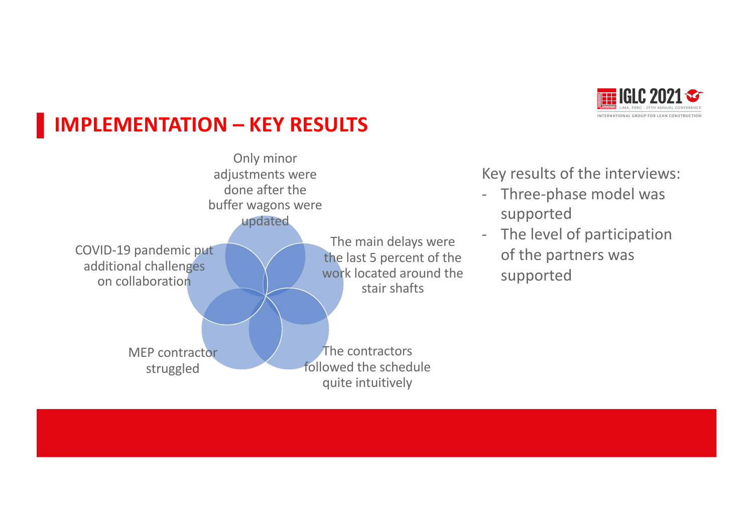# IMPLEMENTATION – KEY RESULTS

- Only minor adjustments were done after the buffer wagons were updated
- The main delays were the last 5 percent of the work located around the stair shafts
- The contractors followed the schedule quite intuitively
- MEP contractor struggled
- COVID-19 pandemic put additional challenges on collaboration

Key results of the interviews:

- Three-phase model was supported
- The level of participation of the partners was supported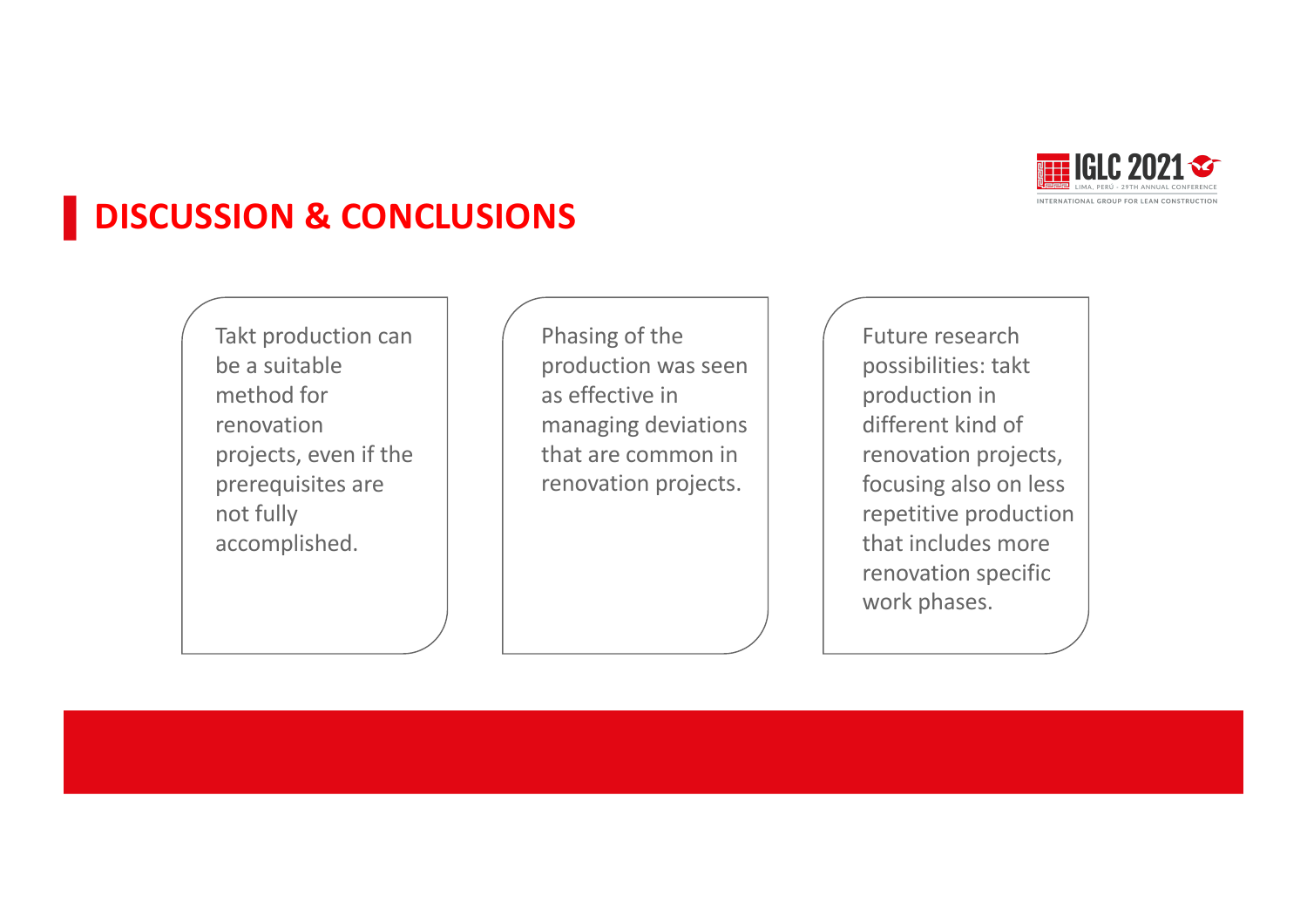## DISCUSSION & CONCLUSIONS

- Takt production can be a suitable method for renovation projects, even if the prerequisites are not fully accomplished.

- Phasing of the production was seen as effective in managing deviations that are common in renovation projects.

- Future research possibilities: takt production in different kind of renovation projects, focusing also on less repetitive production that includes more renovation specific work phases.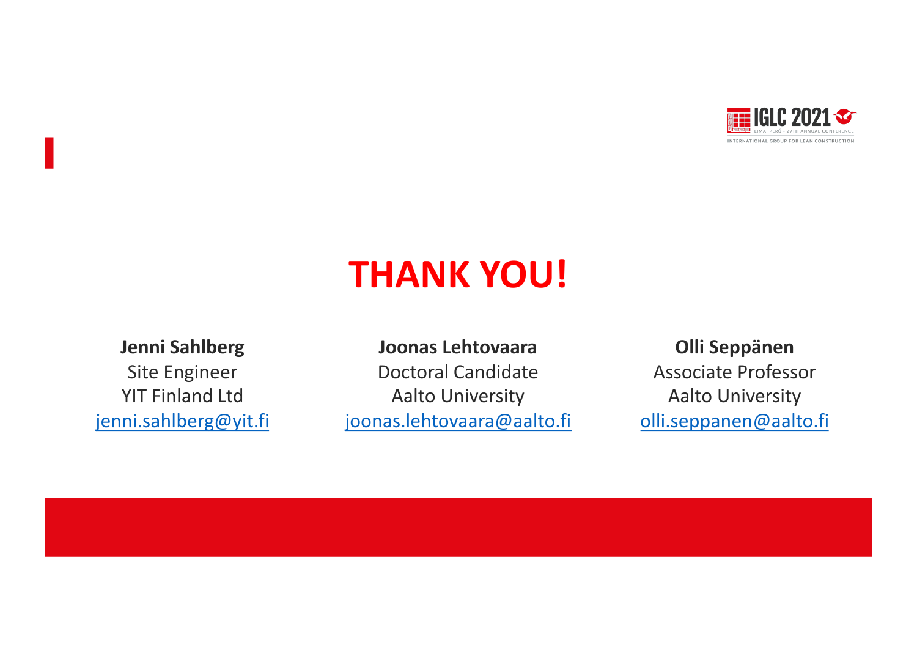# THANK YOU!

**Jenni Sahlberg**
Site Engineer
YIT Finland Ltd
jenni.sahlberg@yit.fi

**Joonas Lehtovaara**
Doctoral Candidate
Aalto University
joonas.lehtovaara@aalto.fi

**Olli Seppänen**
Associate Professor
Aalto University
olli.seppanen@aalto.fi